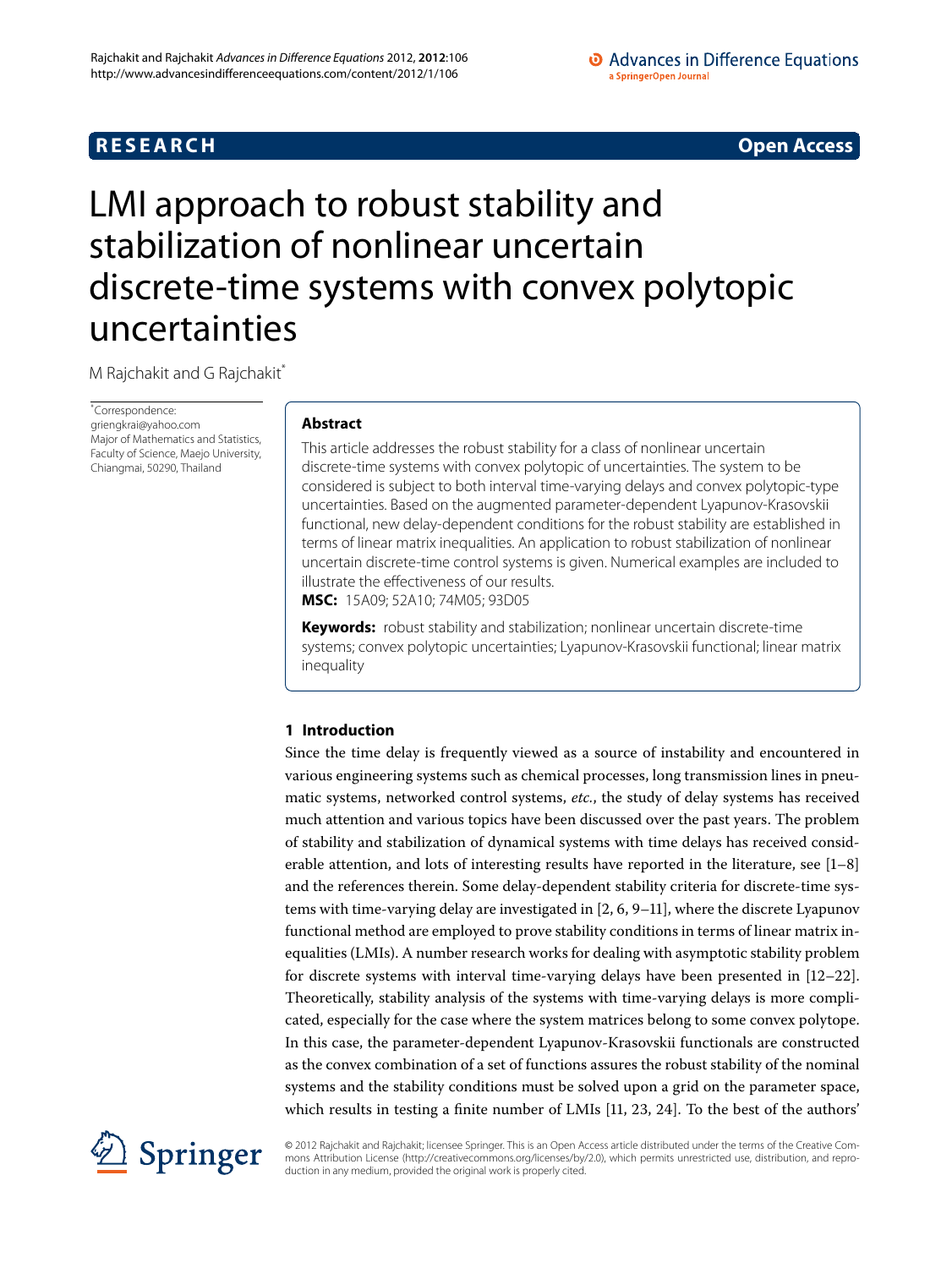**RESEARCH** **Open Access**

# LMI approach to robust stability and stabilization of nonlinear uncertain discrete-time systems with convex polytopic uncertainties

M Rajchakit and G Rajchakit*

*Correspondence: griengkrai@yahoo.com
Major of Mathematics and Statistics, Faculty of Science, Maejo University, Chiangmai, 50290, Thailand

## Abstract

This article addresses the robust stability for a class of nonlinear uncertain discrete-time systems with convex polytopic of uncertainties. The system to be considered is subject to both interval time-varying delays and convex polytopic-type uncertainties. Based on the augmented parameter-dependent Lyapunov-Krasovskii functional, new delay-dependent conditions for the robust stability are established in terms of linear matrix inequalities. An application to robust stabilization of nonlinear uncertain discrete-time control systems is given. Numerical examples are included to illustrate the effectiveness of our results.

**MSC:** 15A09; 52A10; 74M05; 93D05

**Keywords:** robust stability and stabilization; nonlinear uncertain discrete-time systems; convex polytopic uncertainties; Lyapunov-Krasovskii functional; linear matrix inequality

## 1 Introduction

Since the time delay is frequently viewed as a source of instability and encountered in various engineering systems such as chemical processes, long transmission lines in pneumatic systems, networked control systems, *etc.*, the study of delay systems has received much attention and various topics have been discussed over the past years. The problem of stability and stabilization of dynamical systems with time delays has received considerable attention, and lots of interesting results have reported in the literature, see [1–8] and the references therein. Some delay-dependent stability criteria for discrete-time systems with time-varying delay are investigated in [2, 6, 9–11], where the discrete Lyapunov functional method are employed to prove stability conditions in terms of linear matrix inequalities (LMIs). A number research works for dealing with asymptotic stability problem for discrete systems with interval time-varying delays have been presented in [12–22]. Theoretically, stability analysis of the systems with time-varying delays is more complicated, especially for the case where the system matrices belong to some convex polytope. In this case, the parameter-dependent Lyapunov-Krasovskii functionals are constructed as the convex combination of a set of functions assures the robust stability of the nominal systems and the stability conditions must be solved upon a grid on the parameter space, which results in testing a finite number of LMIs [11, 23, 24]. To the best of the authors'

© 2012 Rajchakit and Rajchakit; licensee Springer. This is an Open Access article distributed under the terms of the Creative Commons Attribution License (http://creativecommons.org/licenses/by/2.0), which permits unrestricted use, distribution, and reproduction in any medium, provided the original work is properly cited.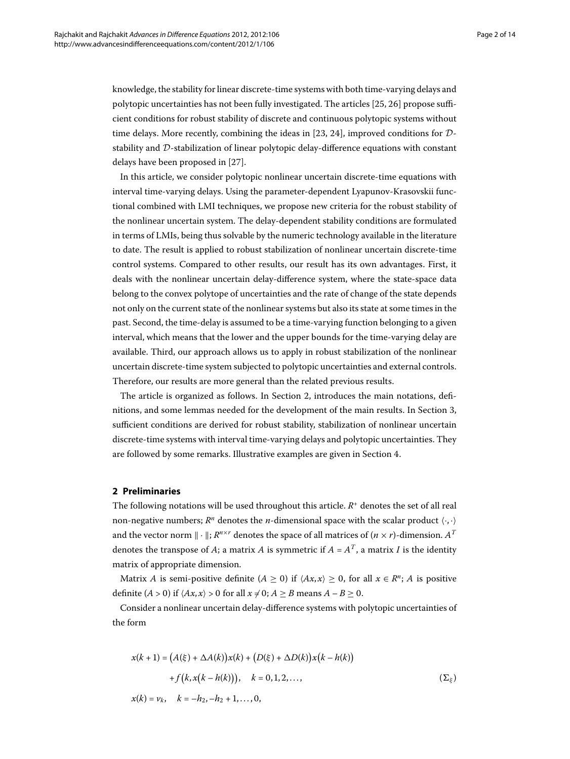knowledge, the stability for linear discrete-time systems with both time-varying delays and polytopic uncertainties has not been fully investigated. The articles [25, 26] propose sufficient conditions for robust stability of discrete and continuous polytopic systems without time delays. More recently, combining the ideas in [23, 24], improved conditions for $\mathcal{D}$-stability and $\mathcal{D}$-stabilization of linear polytopic delay-difference equations with constant delays have been proposed in [27].

In this article, we consider polytopic nonlinear uncertain discrete-time equations with interval time-varying delays. Using the parameter-dependent Lyapunov-Krasovskii functional combined with LMI techniques, we propose new criteria for the robust stability of the nonlinear uncertain system. The delay-dependent stability conditions are formulated in terms of LMIs, being thus solvable by the numeric technology available in the literature to date. The result is applied to robust stabilization of nonlinear uncertain discrete-time control systems. Compared to other results, our result has its own advantages. First, it deals with the nonlinear uncertain delay-difference system, where the state-space data belong to the convex polytope of uncertainties and the rate of change of the state depends not only on the current state of the nonlinear systems but also its state at some times in the past. Second, the time-delay is assumed to be a time-varying function belonging to a given interval, which means that the lower and the upper bounds for the time-varying delay are available. Third, our approach allows us to apply in robust stabilization of the nonlinear uncertain discrete-time system subjected to polytopic uncertainties and external controls. Therefore, our results are more general than the related previous results.

The article is organized as follows. In Section 2, introduces the main notations, definitions, and some lemmas needed for the development of the main results. In Section 3, sufficient conditions are derived for robust stability, stabilization of nonlinear uncertain discrete-time systems with interval time-varying delays and polytopic uncertainties. They are followed by some remarks. Illustrative examples are given in Section 4.

## 2 Preliminaries

The following notations will be used throughout this article. $R^+$ denotes the set of all real non-negative numbers; $R^n$ denotes the $n$-dimensional space with the scalar product $\langle\cdot,\cdot\rangle$ and the vector norm $\|\cdot\|$; $R^{n\times r}$ denotes the space of all matrices of $(n\times r)$-dimension. $A^T$ denotes the transpose of $A$; a matrix $A$ is symmetric if $A = A^T$, a matrix $I$ is the identity matrix of appropriate dimension.

Matrix $A$ is semi-positive definite $(A \geq 0)$ if $\langle Ax, x\rangle \geq 0$, for all $x \in R^n$; $A$ is positive definite $(A > 0)$ if $\langle Ax, x\rangle > 0$ for all $x \neq 0$; $A \geq B$ means $A - B \geq 0$.

Consider a nonlinear uncertain delay-difference systems with polytopic uncertainties of the form

$$
\begin{aligned}
x(k+1) &= \big(A(\xi) + \Delta A(k)\big)x(k) + \big(D(\xi) + \Delta D(k)\big)x\big(k - h(k)\big) \\
&\quad + f\big(k, x\big(k - h(k)\big)\big), \quad k = 0, 1, 2, \ldots, \qquad (\Sigma_\xi) \\
x(k) &= v_k, \quad k = -h_2, -h_2 + 1, \ldots, 0,
\end{aligned}
$$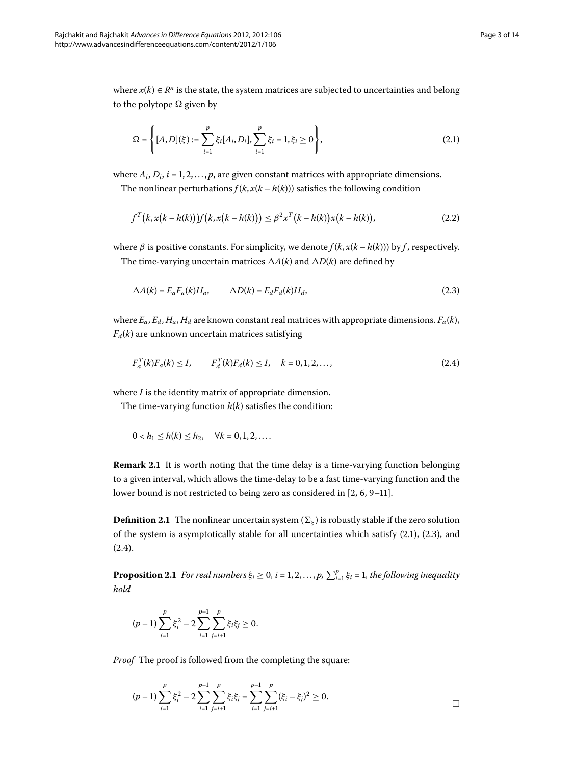where $x(k) \in R^n$ is the state, the system matrices are subjected to uncertainties and belong to the polytope $\Omega$ given by

$$\Omega = \left\{ [A, D](\xi) := \sum_{i=1}^{p} \xi_i [A_i, D_i], \sum_{i=1}^{p} \xi_i = 1, \xi_i \geq 0 \right\}, \tag{2.1}$$

where $A_i$, $D_i$, $i = 1, 2, \ldots, p$, are given constant matrices with appropriate dimensions.

The nonlinear perturbations $f(k, x(k - h(k)))$ satisfies the following condition

$$f^T(k, x(k - h(k))) f(k, x(k - h(k))) \leq \beta^2 x^T(k - h(k)) x(k - h(k)), \tag{2.2}$$

where $\beta$ is positive constants. For simplicity, we denote $f(k, x(k - h(k)))$ by $f$, respectively.

The time-varying uncertain matrices $\Delta A(k)$ and $\Delta D(k)$ are defined by

$$\Delta A(k) = E_a F_a(k) H_a, \qquad \Delta D(k) = E_d F_d(k) H_d, \tag{2.3}$$

where $E_a, E_d, H_a, H_d$ are known constant real matrices with appropriate dimensions. $F_a(k)$, $F_d(k)$ are unknown uncertain matrices satisfying

$$F_a^T(k) F_a(k) \leq I, \qquad F_d^T(k) F_d(k) \leq I, \quad k = 0, 1, 2, \ldots, \tag{2.4}$$

where $I$ is the identity matrix of appropriate dimension.

The time-varying function $h(k)$ satisfies the condition:

$$0 < h_1 \leq h(k) \leq h_2, \quad \forall k = 0, 1, 2, \ldots.$$

**Remark 2.1** It is worth noting that the time delay is a time-varying function belonging to a given interval, which allows the time-delay to be a fast time-varying function and the lower bound is not restricted to being zero as considered in [2, 6, 9–11].

**Definition 2.1** The nonlinear uncertain system $(\Sigma_\xi)$ is robustly stable if the zero solution of the system is asymptotically stable for all uncertainties which satisfy (2.1), (2.3), and (2.4).

**Proposition 2.1** *For real numbers $\xi_i \geq 0$, $i = 1, 2, \ldots, p$, $\sum_{i=1}^{p} \xi_i = 1$, the following inequality hold*

$$(p-1) \sum_{i=1}^{p} \xi_i^2 - 2 \sum_{i=1}^{p-1} \sum_{j=i+1}^{p} \xi_i \xi_j \geq 0.$$

*Proof* The proof is followed from the completing the square:

$$(p-1) \sum_{i=1}^{p} \xi_i^2 - 2 \sum_{i=1}^{p-1} \sum_{j=i+1}^{p} \xi_i \xi_j = \sum_{i=1}^{p-1} \sum_{j=i+1}^{p} (\xi_i - \xi_j)^2 \geq 0.$$

□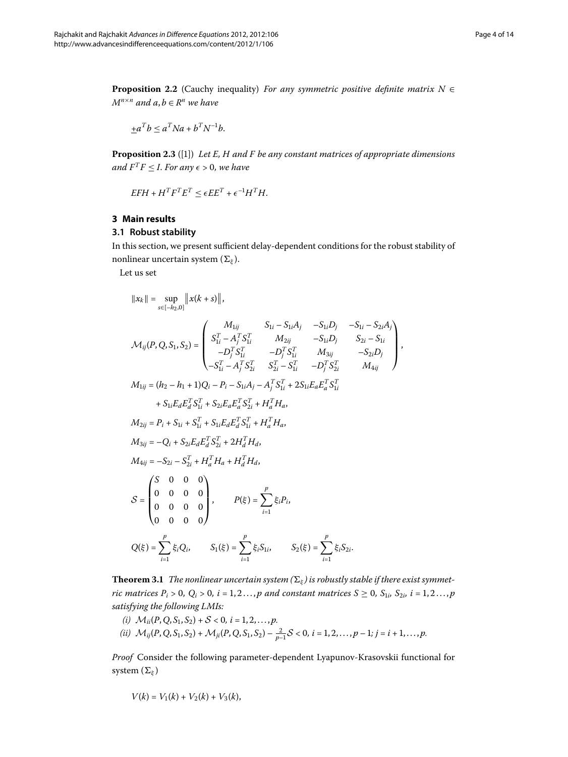**Proposition 2.2** (Cauchy inequality) *For any symmetric positive definite matrix $N \in M^{n\times n}$ and $a, b \in R^n$ we have*

$$\underline{+}a^T b \le a^T Na + b^T N^{-1} b.$$

**Proposition 2.3** ([1]) *Let E, H and F be any constant matrices of appropriate dimensions and $F^T F \le I$. For any $\epsilon > 0$, we have*

$$EFH + H^T F^T E^T \le \epsilon EE^T + \epsilon^{-1} H^T H.$$

## 3 Main results

### 3.1 Robust stability

In this section, we present sufficient delay-dependent conditions for the robust stability of nonlinear uncertain system $(\Sigma_\xi)$.

Let us set

$$\|x_k\| = \sup_{s\in[-h_2,0]} \|x(k+s)\|,$$

$$\mathcal{M}_{ij}(P,Q,S_1,S_2) = \begin{pmatrix} M_{1ij} & S_{1i} - S_{1i}A_j & -S_{1i}D_j & -S_{1i} - S_{2i}A_j \\ S_{1i}^T - A_j^T S_{1i}^T & M_{2ij} & -S_{1i}D_j & S_{2i} - S_{1i} \\ -D_j^T S_{1i}^T & -D_j^T S_{1i}^T & M_{3ij} & -S_{2i}D_j \\ -S_{1i}^T - A_j^T S_{2i}^T & S_{2i}^T - S_{1i}^T & -D_j^T S_{2i}^T & M_{4ij} \end{pmatrix},$$

$$\begin{aligned} M_{1ij} &= (h_2 - h_1 + 1)Q_i - P_i - S_{1i}A_j - A_j^T S_{1i}^T + 2S_{1i}E_a E_a^T S_{1i}^T \\ &\quad + S_{1i}E_d E_d^T S_{1i}^T + S_{2i}E_a E_a^T S_{2i}^T + H_a^T H_a, \\ M_{2ij} &= P_i + S_{1i} + S_{1i}^T + S_{1i}E_d E_d^T S_{1i}^T + H_a^T H_a, \\ M_{3ij} &= -Q_i + S_{2i}E_d E_d^T S_{2i}^T + 2H_d^T H_d, \\ M_{4ij} &= -S_{2i} - S_{2i}^T + H_a^T H_a + H_d^T H_d, \end{aligned}$$

$$\mathcal{S} = \begin{pmatrix} S & 0 & 0 & 0 \\ 0 & 0 & 0 & 0 \\ 0 & 0 & 0 & 0 \\ 0 & 0 & 0 & 0 \end{pmatrix}, \qquad P(\xi) = \sum_{i=1}^p \xi_i P_i,$$

$$Q(\xi) = \sum_{i=1}^p \xi_i Q_i, \qquad S_1(\xi) = \sum_{i=1}^p \xi_i S_{1i}, \qquad S_2(\xi) = \sum_{i=1}^p \xi_i S_{2i}.$$

**Theorem 3.1** *The nonlinear uncertain system $(\Sigma_\xi)$ is robustly stable if there exist symmetric matrices $P_i > 0$, $Q_i > 0$, $i = 1, 2 \ldots, p$ and constant matrices $S \ge 0$, $S_{1i}$, $S_{2i}$, $i = 1, 2 \ldots, p$ satisfying the following LMIs:*

*(i) $\mathcal{M}_{ii}(P,Q,S_1,S_2) + \mathcal{S} < 0$, $i = 1, 2, \ldots, p$.*

*(ii) $\mathcal{M}_{ij}(P,Q,S_1,S_2) + \mathcal{M}_{ji}(P,Q,S_1,S_2) - \frac{2}{p-1}\mathcal{S} < 0$, $i = 1, 2, \ldots, p-1$; $j = i+1, \ldots, p$.*

*Proof* Consider the following parameter-dependent Lyapunov-Krasovskii functional for system $(\Sigma_\xi)$

$$V(k) = V_1(k) + V_2(k) + V_3(k),$$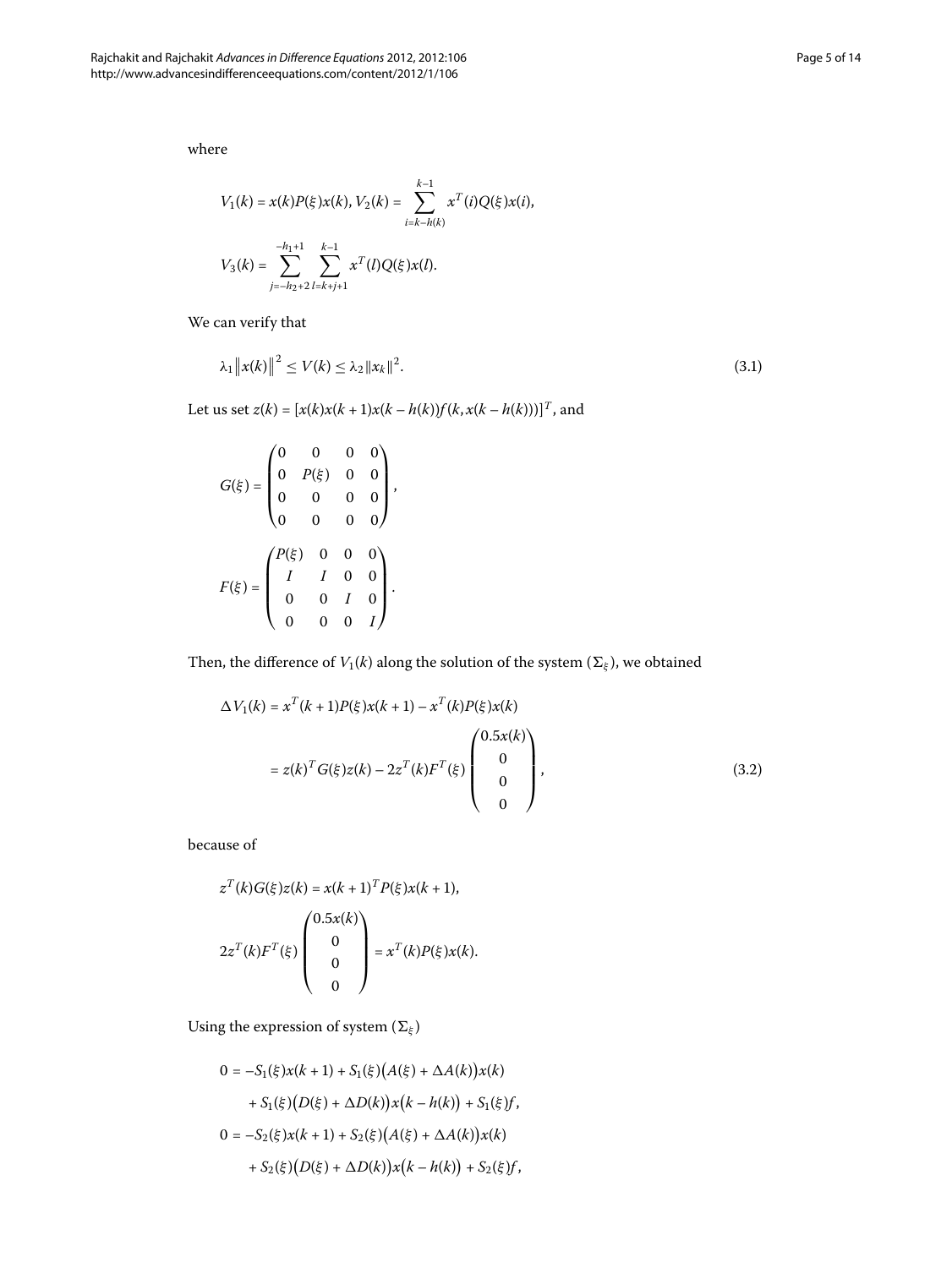where

$$V_1(k) = x(k)P(\xi)x(k), V_2(k) = \sum_{i=k-h(k)}^{k-1} x^T(i)Q(\xi)x(i),$$

$$V_3(k) = \sum_{j=-h_2+2}^{-h_1+1} \sum_{l=k+j+1}^{k-1} x^T(l)Q(\xi)x(l).$$

We can verify that

$$\lambda_1 \|x(k)\|^2 \leq V(k) \leq \lambda_2 \|x_k\|^2. \tag{3.1}$$

Let us set $z(k) = [x(k)x(k+1)x(k-h(k))f(k,x(k-h(k)))]^T$, and

$$G(\xi) = \begin{pmatrix} 0 & 0 & 0 & 0 \\ 0 & P(\xi) & 0 & 0 \\ 0 & 0 & 0 & 0 \\ 0 & 0 & 0 & 0 \end{pmatrix},$$

$$F(\xi) = \begin{pmatrix} P(\xi) & 0 & 0 & 0 \\ I & I & 0 & 0 \\ 0 & 0 & I & 0 \\ 0 & 0 & 0 & I \end{pmatrix}.$$

Then, the difference of $V_1(k)$ along the solution of the system $(\Sigma_\xi)$, we obtained

$$\begin{aligned} \Delta V_1(k) &= x^T(k+1)P(\xi)x(k+1) - x^T(k)P(\xi)x(k) \\ &= z(k)^T G(\xi)z(k) - 2z^T(k)F^T(\xi)\begin{pmatrix} 0.5x(k) \\ 0 \\ 0 \\ 0 \end{pmatrix}, \end{aligned} \tag{3.2}$$

because of

$$z^T(k)G(\xi)z(k) = x(k+1)^T P(\xi)x(k+1),$$

$$2z^T(k)F^T(\xi)\begin{pmatrix} 0.5x(k) \\ 0 \\ 0 \\ 0 \end{pmatrix} = x^T(k)P(\xi)x(k).$$

Using the expression of system $(\Sigma_\xi)$

$$\begin{aligned} 0 &= -S_1(\xi)x(k+1) + S_1(\xi)\big(A(\xi) + \Delta A(k)\big)x(k) \\ &\quad + S_1(\xi)\big(D(\xi) + \Delta D(k)\big)x\big(k-h(k)\big) + S_1(\xi)f, \\ 0 &= -S_2(\xi)x(k+1) + S_2(\xi)\big(A(\xi) + \Delta A(k)\big)x(k) \\ &\quad + S_2(\xi)\big(D(\xi) + \Delta D(k)\big)x\big(k-h(k)\big) + S_2(\xi)f, \end{aligned}$$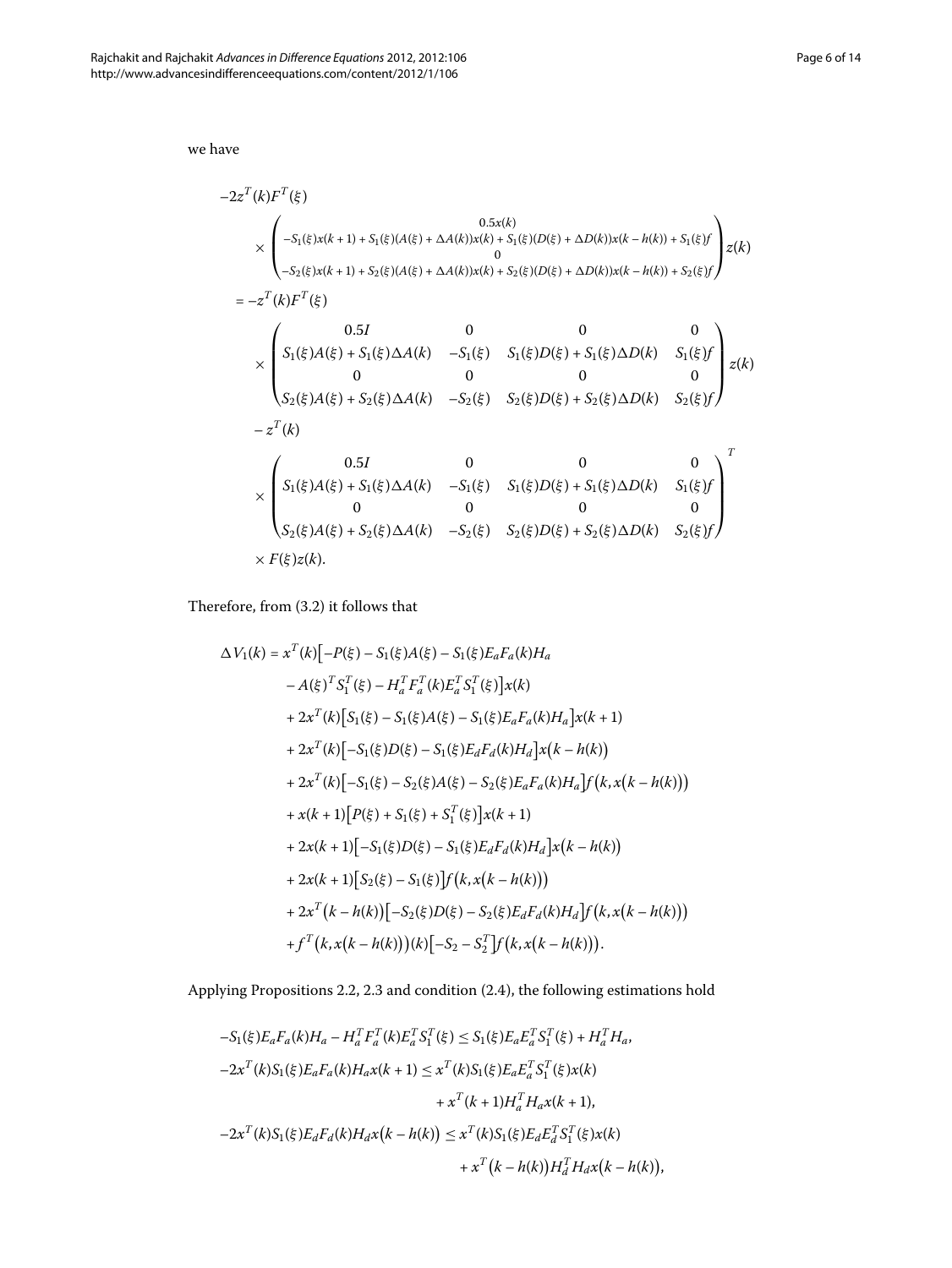we have

$$
\begin{aligned}
&-2z^T(k)F^T(\xi) \\
&\quad\times \begin{pmatrix} 0.5x(k) \\ -S_1(\xi)x(k+1) + S_1(\xi)(A(\xi) + \Delta A(k))x(k) + S_1(\xi)(D(\xi) + \Delta D(k))x(k-h(k)) + S_1(\xi)f \\ 0 \\ -S_2(\xi)x(k+1) + S_2(\xi)(A(\xi) + \Delta A(k))x(k) + S_2(\xi)(D(\xi) + \Delta D(k))x(k-h(k)) + S_2(\xi)f \end{pmatrix} z(k) \\
&= -z^T(k)F^T(\xi) \\
&\quad\times \begin{pmatrix} 0.5I & 0 & 0 & 0 \\ S_1(\xi)A(\xi) + S_1(\xi)\Delta A(k) & -S_1(\xi) & S_1(\xi)D(\xi) + S_1(\xi)\Delta D(k) & S_1(\xi)f \\ 0 & 0 & 0 & 0 \\ S_2(\xi)A(\xi) + S_2(\xi)\Delta A(k) & -S_2(\xi) & S_2(\xi)D(\xi) + S_2(\xi)\Delta D(k) & S_2(\xi)f \end{pmatrix} z(k) \\
&\quad - z^T(k) \\
&\quad\times \begin{pmatrix} 0.5I & 0 & 0 & 0 \\ S_1(\xi)A(\xi) + S_1(\xi)\Delta A(k) & -S_1(\xi) & S_1(\xi)D(\xi) + S_1(\xi)\Delta D(k) & S_1(\xi)f \\ 0 & 0 & 0 & 0 \\ S_2(\xi)A(\xi) + S_2(\xi)\Delta A(k) & -S_2(\xi) & S_2(\xi)D(\xi) + S_2(\xi)\Delta D(k) & S_2(\xi)f \end{pmatrix}^T \\
&\quad\times F(\xi)z(k).
\end{aligned}
$$

Therefore, from (3.2) it follows that

$$
\begin{aligned}
\Delta V_1(k) = {}& x^T(k)\big[-P(\xi) - S_1(\xi)A(\xi) - S_1(\xi)E_aF_a(k)H_a \\
& - A(\xi)^T S_1^T(\xi) - H_a^T F_a^T(k)E_a^T S_1^T(\xi)\big]x(k) \\
& + 2x^T(k)\big[S_1(\xi) - S_1(\xi)A(\xi) - S_1(\xi)E_aF_a(k)H_a\big]x(k+1) \\
& + 2x^T(k)\big[-S_1(\xi)D(\xi) - S_1(\xi)E_dF_d(k)H_d\big]x\big(k-h(k)\big) \\
& + 2x^T(k)\big[-S_1(\xi) - S_2(\xi)A(\xi) - S_2(\xi)E_aF_a(k)H_a\big]f\big(k, x\big(k-h(k)\big)\big) \\
& + x(k+1)\big[P(\xi) + S_1(\xi) + S_1^T(\xi)\big]x(k+1) \\
& + 2x(k+1)\big[-S_1(\xi)D(\xi) - S_1(\xi)E_dF_d(k)H_d\big]x\big(k-h(k)\big) \\
& + 2x(k+1)\big[S_2(\xi) - S_1(\xi)\big]f\big(k, x\big(k-h(k)\big)\big) \\
& + 2x^T\big(k-h(k)\big)\big[-S_2(\xi)D(\xi) - S_2(\xi)E_dF_d(k)H_d\big]f\big(k, x\big(k-h(k)\big)\big) \\
& + f^T\big(k, x\big(k-h(k)\big)\big)(k)\big[-S_2 - S_2^T\big]f\big(k, x\big(k-h(k)\big)\big).
\end{aligned}
$$

Applying Propositions 2.2, 2.3 and condition (2.4), the following estimations hold

$$
\begin{aligned}
& -S_1(\xi)E_aF_a(k)H_a - H_a^T F_a^T(k)E_a^T S_1^T(\xi) \le S_1(\xi)E_aE_a^T S_1^T(\xi) + H_a^T H_a, \\
& -2x^T(k)S_1(\xi)E_aF_a(k)H_a x(k+1) \le x^T(k)S_1(\xi)E_aE_a^T S_1^T(\xi)x(k) \\
& \qquad\qquad + x^T(k+1)H_a^T H_a x(k+1), \\
& -2x^T(k)S_1(\xi)E_dF_d(k)H_d x\big(k-h(k)\big) \le x^T(k)S_1(\xi)E_dE_d^T S_1^T(\xi)x(k) \\
& \qquad\qquad + x^T\big(k-h(k)\big)H_d^T H_d x\big(k-h(k)\big),
\end{aligned}
$$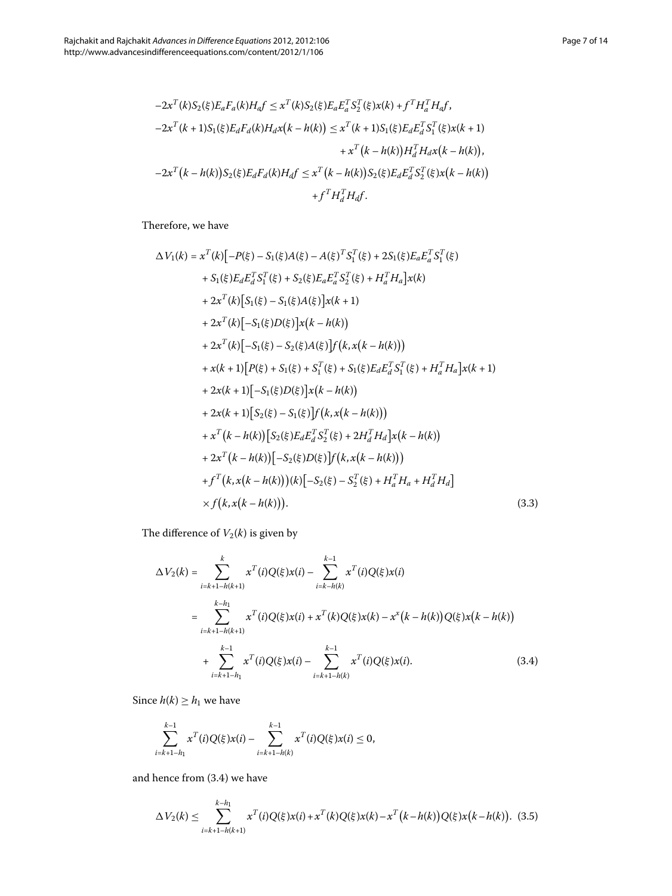$$
\begin{aligned}
-2x^T(k)S_2(\xi)E_aF_a(k)H_af &\leq x^T(k)S_2(\xi)E_aE_a^TS_2^T(\xi)x(k) + f^TH_a^TH_af, \\
-2x^T(k+1)S_1(\xi)E_dF_d(k)H_dx\big(k-h(k)\big) &\leq x^T(k+1)S_1(\xi)E_dE_d^TS_1^T(\xi)x(k+1) \\
&\quad + x^T\big(k-h(k)\big)H_d^TH_dx\big(k-h(k)\big), \\
-2x^T\big(k-h(k)\big)S_2(\xi)E_dF_d(k)H_df &\leq x^T\big(k-h(k)\big)S_2(\xi)E_dE_d^TS_2^T(\xi)x\big(k-h(k)\big) \\
&\quad + f^TH_d^TH_df.
\end{aligned}
$$

Therefore, we have

$$
\begin{aligned}
\Delta V_1(k) &= x^T(k)\big[-P(\xi) - S_1(\xi)A(\xi) - A(\xi)^TS_1^T(\xi) + 2S_1(\xi)E_aE_a^TS_1^T(\xi) \\
&\quad + S_1(\xi)E_dE_d^TS_1^T(\xi) + S_2(\xi)E_aE_a^TS_2^T(\xi) + H_a^TH_a\big]x(k) \\
&\quad + 2x^T(k)\big[S_1(\xi) - S_1(\xi)A(\xi)\big]x(k+1) \\
&\quad + 2x^T(k)\big[-S_1(\xi)D(\xi)\big]x\big(k-h(k)\big) \\
&\quad + 2x^T(k)\big[-S_1(\xi) - S_2(\xi)A(\xi)\big]f\big(k, x\big(k-h(k)\big)\big) \\
&\quad + x(k+1)\big[P(\xi) + S_1(\xi) + S_1^T(\xi) + S_1(\xi)E_dE_d^TS_1^T(\xi) + H_a^TH_a\big]x(k+1) \\
&\quad + 2x(k+1)\big[-S_1(\xi)D(\xi)\big]x\big(k-h(k)\big) \\
&\quad + 2x(k+1)\big[S_2(\xi) - S_1(\xi)\big]f\big(k, x\big(k-h(k)\big)\big) \\
&\quad + x^T\big(k-h(k)\big)\big[S_2(\xi)E_dE_d^TS_2^T(\xi) + 2H_d^TH_d\big]x\big(k-h(k)\big) \\
&\quad + 2x^T\big(k-h(k)\big)\big[-S_2(\xi)D(\xi)\big]f\big(k, x\big(k-h(k)\big)\big) \\
&\quad + f^T\big(k, x\big(k-h(k)\big)\big)(k)\big[-S_2(\xi) - S_2^T(\xi) + H_a^TH_a + H_d^TH_d\big] \\
&\quad \times f\big(k, x\big(k-h(k)\big)\big).
\end{aligned}
\tag{3.3}
$$

The difference of $V_2(k)$ is given by

$$
\begin{aligned}
\Delta V_2(k) &= \sum_{i=k+1-h(k+1)}^{k} x^T(i)Q(\xi)x(i) - \sum_{i=k-h(k)}^{k-1} x^T(i)Q(\xi)x(i) \\
&= \sum_{i=k+1-h(k+1)}^{k-h_1} x^T(i)Q(\xi)x(i) + x^T(k)Q(\xi)x(k) - x^x\big(k-h(k)\big)Q(\xi)x\big(k-h(k)\big) \\
&\quad + \sum_{i=k+1-h_1}^{k-1} x^T(i)Q(\xi)x(i) - \sum_{i=k+1-h(k)}^{k-1} x^T(i)Q(\xi)x(i).
\end{aligned}
\tag{3.4}
$$

Since $h(k) \geq h_1$ we have

$$
\sum_{i=k+1-h_1}^{k-1} x^T(i)Q(\xi)x(i) - \sum_{i=k+1-h(k)}^{k-1} x^T(i)Q(\xi)x(i) \leq 0,
$$

and hence from (3.4) we have

$$
\Delta V_2(k) \leq \sum_{i=k+1-h(k+1)}^{k-h_1} x^T(i)Q(\xi)x(i) + x^T(k)Q(\xi)x(k) - x^T\big(k-h(k)\big)Q(\xi)x\big(k-h(k)\big). \tag{3.5}
$$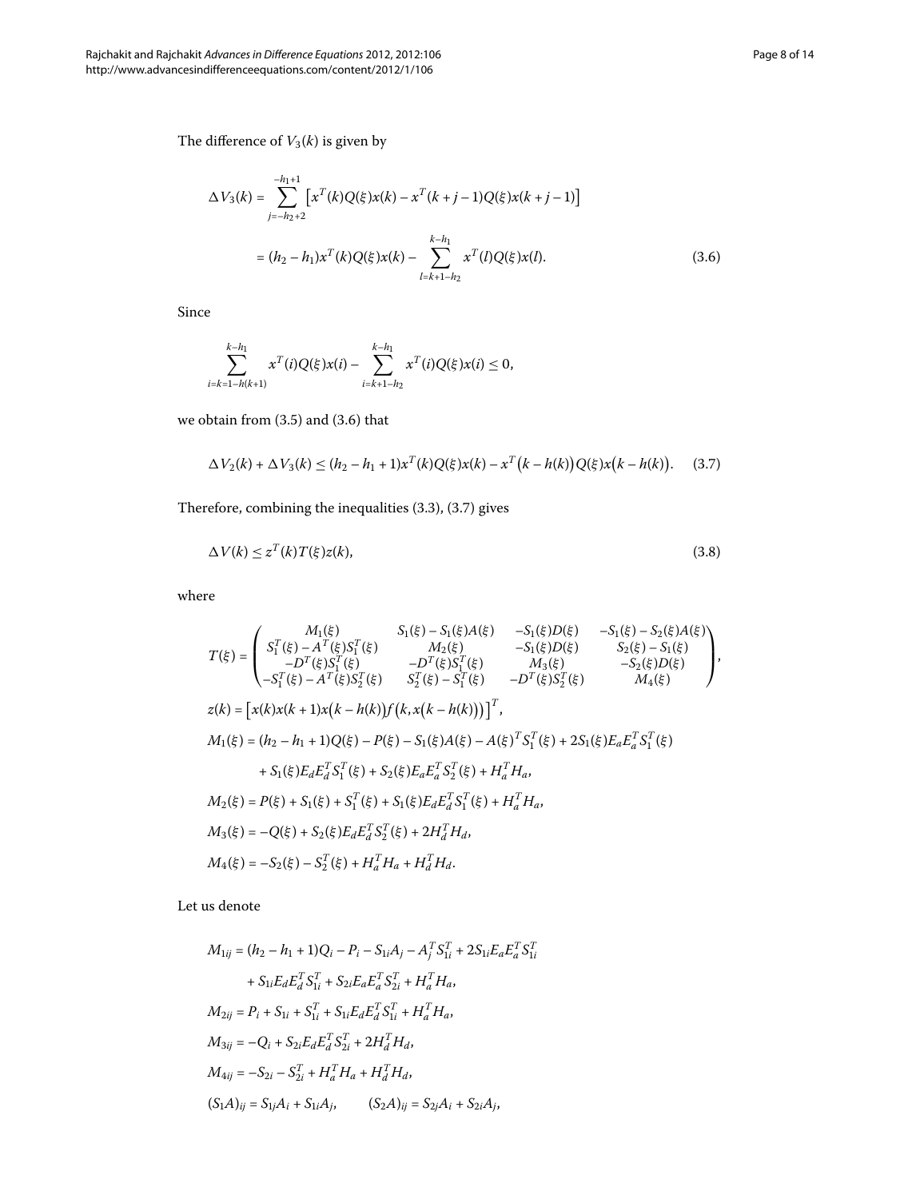The difference of $V_3(k)$ is given by

$$
\begin{aligned}
\Delta V_3(k) &= \sum_{j=-h_2+2}^{-h_1+1} \left[ x^T(k)Q(\xi)x(k) - x^T(k+j-1)Q(\xi)x(k+j-1) \right] \\
&= (h_2 - h_1)x^T(k)Q(\xi)x(k) - \sum_{l=k+1-h_2}^{k-h_1} x^T(l)Q(\xi)x(l).
\end{aligned} \tag{3.6}
$$

Since

$$
\sum_{i=k=1-h(k+1)}^{k-h_1} x^T(i)Q(\xi)x(i) - \sum_{i=k+1-h_2}^{k-h_1} x^T(i)Q(\xi)x(i) \le 0,
$$

we obtain from (3.5) and (3.6) that

$$
\Delta V_2(k) + \Delta V_3(k) \le (h_2 - h_1 + 1)x^T(k)Q(\xi)x(k) - x^T\big(k - h(k)\big)Q(\xi)x\big(k - h(k)\big). \tag{3.7}
$$

Therefore, combining the inequalities (3.3), (3.7) gives

$$
\Delta V(k) \le z^T(k)T(\xi)z(k), \tag{3.8}
$$

where

$$
\begin{aligned}
T(\xi) &= \begin{pmatrix}
M_1(\xi) & S_1(\xi) - S_1(\xi)A(\xi) & -S_1(\xi)D(\xi) & -S_1(\xi) - S_2(\xi)A(\xi) \\
S_1^T(\xi) - A^T(\xi)S_1^T(\xi) & M_2(\xi) & -S_1(\xi)D(\xi) & S_2(\xi) - S_1(\xi) \\
-D^T(\xi)S_1^T(\xi) & -D^T(\xi)S_1^T(\xi) & M_3(\xi) & -S_2(\xi)D(\xi) \\
-S_1^T(\xi) - A^T(\xi)S_2^T(\xi) & S_2^T(\xi) - S_1^T(\xi) & -D^T(\xi)S_2^T(\xi) & M_4(\xi)
\end{pmatrix}, \\
z(k) &= \left[ x(k)x(k+1)x\big(k-h(k)\big)f\big(k, x\big(k-h(k)\big)\big) \right]^T, \\
M_1(\xi) &= (h_2 - h_1 + 1)Q(\xi) - P(\xi) - S_1(\xi)A(\xi) - A(\xi)^T S_1^T(\xi) + 2S_1(\xi)E_aE_a^T S_1^T(\xi) \\
&\quad + S_1(\xi)E_dE_d^T S_1^T(\xi) + S_2(\xi)E_aE_a^T S_2^T(\xi) + H_a^T H_a, \\
M_2(\xi) &= P(\xi) + S_1(\xi) + S_1^T(\xi) + S_1(\xi)E_dE_d^T S_1^T(\xi) + H_a^T H_a, \\
M_3(\xi) &= -Q(\xi) + S_2(\xi)E_dE_d^T S_2^T(\xi) + 2H_d^T H_d, \\
M_4(\xi) &= -S_2(\xi) - S_2^T(\xi) + H_a^T H_a + H_d^T H_d.
\end{aligned}
$$

Let us denote

$$
\begin{aligned}
M_{1ij} &= (h_2 - h_1 + 1)Q_i - P_i - S_{1i}A_j - A_j^T S_{1i}^T + 2S_{1i}E_aE_a^T S_{1i}^T \\
&\quad + S_{1i}E_dE_d^T S_{1i}^T + S_{2i}E_aE_a^T S_{2i}^T + H_a^T H_a, \\
M_{2ij} &= P_i + S_{1i} + S_{1i}^T + S_{1i}E_dE_d^T S_{1i}^T + H_a^T H_a, \\
M_{3ij} &= -Q_i + S_{2i}E_dE_d^T S_{2i}^T + 2H_d^T H_d, \\
M_{4ij} &= -S_{2i} - S_{2i}^T + H_a^T H_a + H_d^T H_d, \\
(S_1A)_{ij} &= S_{1j}A_i + S_{1i}A_j, \qquad (S_2A)_{ij} = S_{2j}A_i + S_{2i}A_j,
\end{aligned}
$$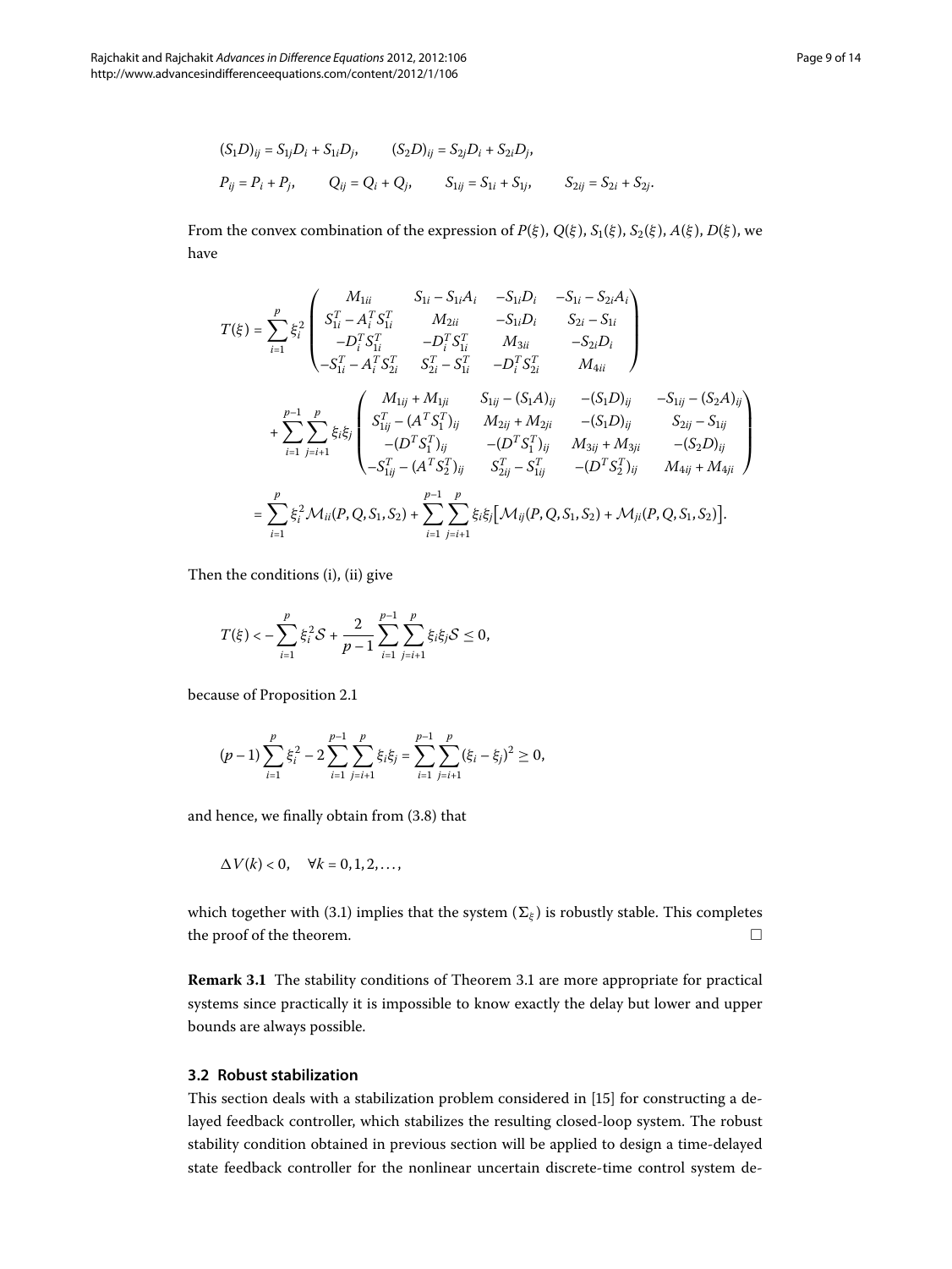$$(S_1D)_{ij} = S_{1j}D_i + S_{1i}D_j, \qquad (S_2D)_{ij} = S_{2j}D_i + S_{2i}D_j,$$

$$P_{ij} = P_i + P_j, \qquad Q_{ij} = Q_i + Q_j, \qquad S_{1ij} = S_{1i} + S_{1j}, \qquad S_{2ij} = S_{2i} + S_{2j}.$$

From the convex combination of the expression of $P(\xi)$, $Q(\xi)$, $S_1(\xi)$, $S_2(\xi)$, $A(\xi)$, $D(\xi)$, we have

$$\begin{aligned}
T(\xi) &= \sum_{i=1}^{p} \xi_i^2 \begin{pmatrix} M_{1ii} & S_{1i} - S_{1i}A_i & -S_{1i}D_i & -S_{1i} - S_{2i}A_i \\ S_{1i}^T - A_i^T S_{1i}^T & M_{2ii} & -S_{1i}D_i & S_{2i} - S_{1i} \\ -D_i^T S_{1i}^T & -D_i^T S_{1i}^T & M_{3ii} & -S_{2i}D_i \\ -S_{1i}^T - A_i^T S_{2i}^T & S_{2i}^T - S_{1i}^T & -D_i^T S_{2i}^T & M_{4ii} \end{pmatrix} \\
&\quad + \sum_{i=1}^{p-1} \sum_{j=i+1}^{p} \xi_i \xi_j \begin{pmatrix} M_{1ij} + M_{1ji} & S_{1ij} - (S_1A)_{ij} & -(S_1D)_{ij} & -S_{1ij} - (S_2A)_{ij} \\ S_{1ij}^T - (A^T S_1^T)_{ij} & M_{2ij} + M_{2ji} & -(S_1D)_{ij} & S_{2ij} - S_{1ij} \\ -(D^T S_1^T)_{ij} & -(D^T S_1^T)_{ij} & M_{3ij} + M_{3ji} & -(S_2D)_{ij} \\ -S_{1ij}^T - (A^T S_2^T)_{ij} & S_{2ij}^T - S_{1ij}^T & -(D^T S_2^T)_{ij} & M_{4ij} + M_{4ji} \end{pmatrix} \\
&= \sum_{i=1}^{p} \xi_i^2 \mathcal{M}_{ii}(P, Q, S_1, S_2) + \sum_{i=1}^{p-1} \sum_{j=i+1}^{p} \xi_i \xi_j \big[\mathcal{M}_{ij}(P, Q, S_1, S_2) + \mathcal{M}_{ji}(P, Q, S_1, S_2)\big].
\end{aligned}$$

Then the conditions (i), (ii) give

$$T(\xi) < -\sum_{i=1}^{p} \xi_i^2 \mathcal{S} + \frac{2}{p-1} \sum_{i=1}^{p-1} \sum_{j=i+1}^{p} \xi_i \xi_j \mathcal{S} \le 0,$$

because of Proposition 2.1

$$(p-1)\sum_{i=1}^{p} \xi_i^2 - 2\sum_{i=1}^{p-1} \sum_{j=i+1}^{p} \xi_i \xi_j = \sum_{i=1}^{p-1} \sum_{j=i+1}^{p} (\xi_i - \xi_j)^2 \ge 0,$$

and hence, we finally obtain from (3.8) that

$$\Delta V(k) < 0, \quad \forall k = 0, 1, 2, \ldots,$$

which together with (3.1) implies that the system $(\Sigma_\xi)$ is robustly stable. This completes the proof of the theorem. □

**Remark 3.1** The stability conditions of Theorem 3.1 are more appropriate for practical systems since practically it is impossible to know exactly the delay but lower and upper bounds are always possible.

### 3.2 Robust stabilization

This section deals with a stabilization problem considered in [15] for constructing a delayed feedback controller, which stabilizes the resulting closed-loop system. The robust stability condition obtained in previous section will be applied to design a time-delayed state feedback controller for the nonlinear uncertain discrete-time control system de-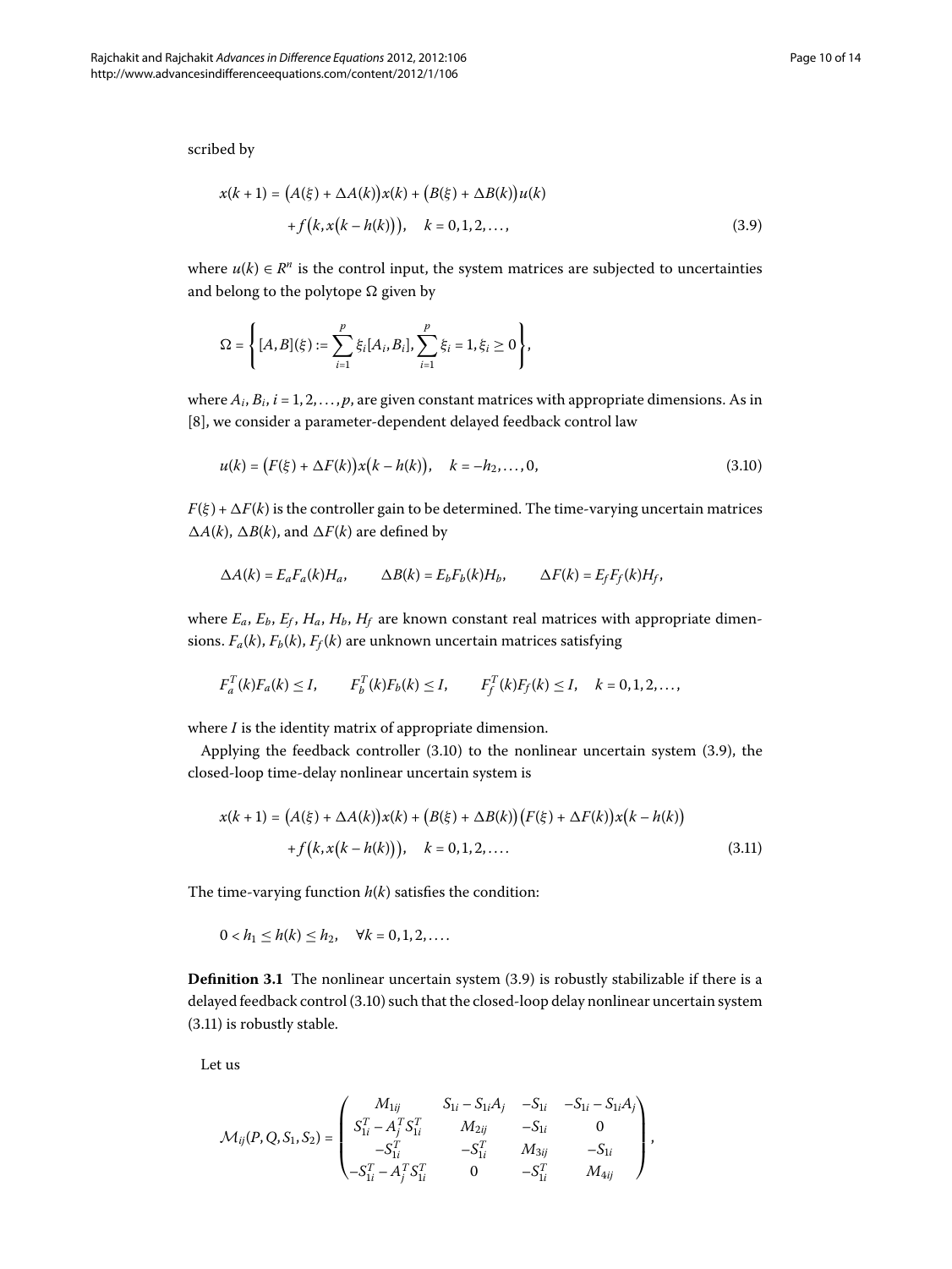scribed by

$$x(k+1) = \big(A(\xi) + \Delta A(k)\big)x(k) + \big(B(\xi) + \Delta B(k)\big)u(k) + f\big(k, x\big(k - h(k)\big)\big), \quad k = 0, 1, 2, \ldots, \tag{3.9}$$

where $u(k) \in R^n$ is the control input, the system matrices are subjected to uncertainties and belong to the polytope $\Omega$ given by

$$\Omega = \left\{ [A, B](\xi) := \sum_{i=1}^{p} \xi_i [A_i, B_i], \sum_{i=1}^{p} \xi_i = 1, \xi_i \geq 0 \right\},$$

where $A_i, B_i, i = 1, 2, \ldots, p$, are given constant matrices with appropriate dimensions. As in [8], we consider a parameter-dependent delayed feedback control law

$$u(k) = \big(F(\xi) + \Delta F(k)\big)x\big(k - h(k)\big), \quad k = -h_2, \ldots, 0, \tag{3.10}$$

$F(\xi) + \Delta F(k)$ is the controller gain to be determined. The time-varying uncertain matrices $\Delta A(k)$, $\Delta B(k)$, and $\Delta F(k)$ are defined by

$$\Delta A(k) = E_a F_a(k) H_a, \qquad \Delta B(k) = E_b F_b(k) H_b, \qquad \Delta F(k) = E_f F_f(k) H_f,$$

where $E_a$, $E_b$, $E_f$, $H_a$, $H_b$, $H_f$ are known constant real matrices with appropriate dimensions. $F_a(k)$, $F_b(k)$, $F_f(k)$ are unknown uncertain matrices satisfying

$$F_a^T(k)F_a(k) \leq I, \qquad F_b^T(k)F_b(k) \leq I, \qquad F_f^T(k)F_f(k) \leq I, \quad k = 0, 1, 2, \ldots,$$

where $I$ is the identity matrix of appropriate dimension.

Applying the feedback controller (3.10) to the nonlinear uncertain system (3.9), the closed-loop time-delay nonlinear uncertain system is

$$x(k+1) = \big(A(\xi) + \Delta A(k)\big)x(k) + \big(B(\xi) + \Delta B(k)\big)\big(F(\xi) + \Delta F(k)\big)x\big(k - h(k)\big) + f\big(k, x\big(k - h(k)\big)\big), \quad k = 0, 1, 2, \ldots. \tag{3.11}$$

The time-varying function $h(k)$ satisfies the condition:

$$0 < h_1 \leq h(k) \leq h_2, \quad \forall k = 0, 1, 2, \ldots.$$

**Definition 3.1** The nonlinear uncertain system (3.9) is robustly stabilizable if there is a delayed feedback control (3.10) such that the closed-loop delay nonlinear uncertain system (3.11) is robustly stable.

Let us

$$\mathcal{M}_{ij}(P, Q, S_1, S_2) = \begin{pmatrix} M_{1ij} & S_{1i} - S_{1i}A_j & -S_{1i} & -S_{1i} - S_{1i}A_j \\ S_{1i}^T - A_j^T S_{1i}^T & M_{2ij} & -S_{1i} & 0 \\ -S_{1i}^T & -S_{1i}^T & M_{3ij} & -S_{1i} \\ -S_{1i}^T - A_j^T S_{1i}^T & 0 & -S_{1i}^T & M_{4ij} \end{pmatrix},$$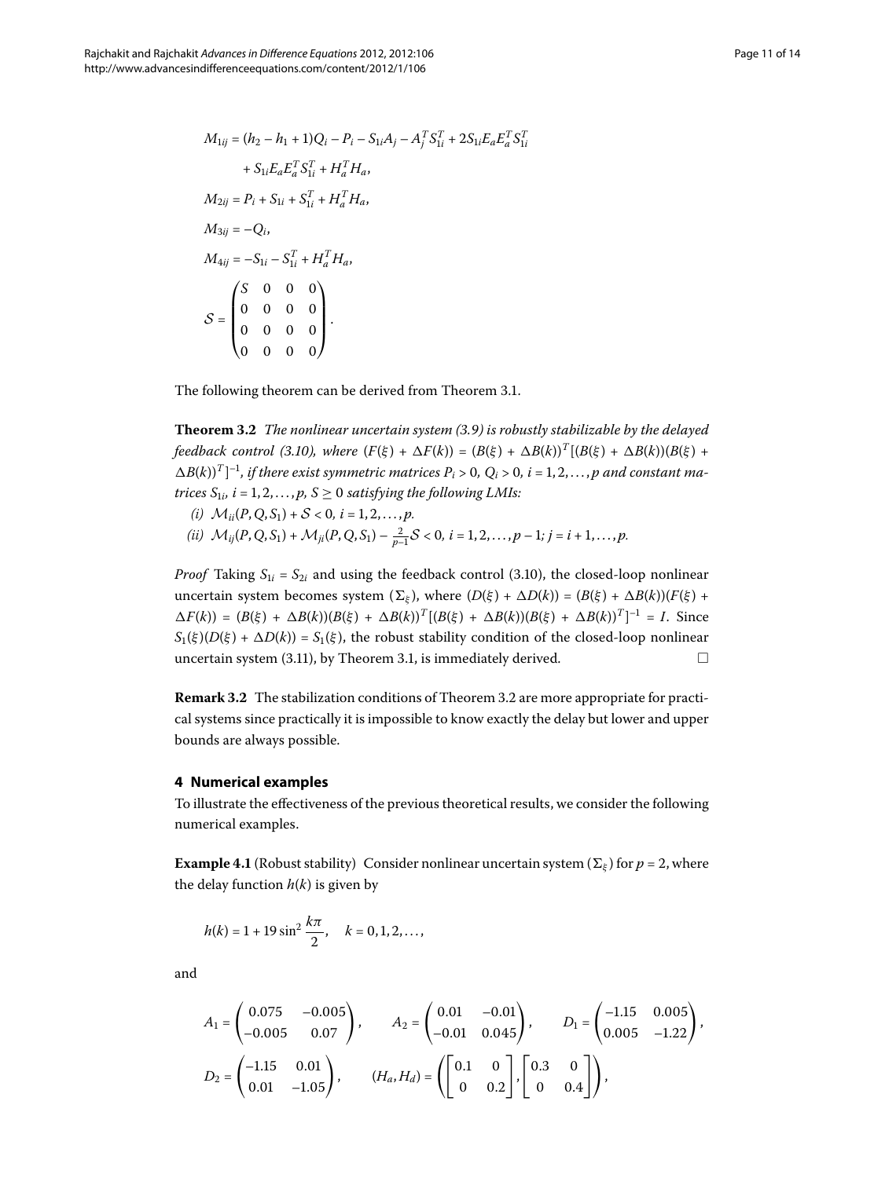$$M_{1ij} = (h_2 - h_1 + 1)Q_i - P_i - S_{1i}A_j - A_j^T S_{1i}^T + 2S_{1i}E_a E_a^T S_{1i}^T$$
$$+ S_{1i}E_a E_a^T S_{1i}^T + H_a^T H_a,$$
$$M_{2ij} = P_i + S_{1i} + S_{1i}^T + H_a^T H_a,$$
$$M_{3ij} = -Q_i,$$
$$M_{4ij} = -S_{1i} - S_{1i}^T + H_a^T H_a,$$
$$\mathcal{S} = \begin{pmatrix} S & 0 & 0 & 0 \\ 0 & 0 & 0 & 0 \\ 0 & 0 & 0 & 0 \\ 0 & 0 & 0 & 0 \end{pmatrix}.$$

The following theorem can be derived from Theorem 3.1.

**Theorem 3.2** *The nonlinear uncertain system (3.9) is robustly stabilizable by the delayed feedback control (3.10), where* $(F(\xi) + \Delta F(k)) = (B(\xi) + \Delta B(k))^T[(B(\xi) + \Delta B(k))(B(\xi) + \Delta B(k))^T]^{-1}$, *if there exist symmetric matrices* $P_i > 0$, $Q_i > 0$, $i = 1, 2, \ldots, p$ *and constant matrices* $S_{1i}$, $i = 1, 2, \ldots, p$, $S \geq 0$ *satisfying the following LMIs:*

*(i)* $\mathcal{M}_{ii}(P, Q, S_1) + \mathcal{S} < 0$, $i = 1, 2, \ldots, p$.

*(ii)* $\mathcal{M}_{ij}(P, Q, S_1) + \mathcal{M}_{ji}(P, Q, S_1) - \frac{2}{p-1}\mathcal{S} < 0$, $i = 1, 2, \ldots, p - 1$; $j = i + 1, \ldots, p$.

*Proof* Taking $S_{1i} = S_{2i}$ and using the feedback control (3.10), the closed-loop nonlinear uncertain system becomes system $(\Sigma_\xi)$, where $(D(\xi) + \Delta D(k)) = (B(\xi) + \Delta B(k))(F(\xi) + \Delta F(k)) = (B(\xi) + \Delta B(k))(B(\xi) + \Delta B(k))^T[(B(\xi) + \Delta B(k))(B(\xi) + \Delta B(k))^T]^{-1} = I$. Since $S_1(\xi)(D(\xi) + \Delta D(k)) = S_1(\xi)$, the robust stability condition of the closed-loop nonlinear uncertain system (3.11), by Theorem 3.1, is immediately derived. □

**Remark 3.2** The stabilization conditions of Theorem 3.2 are more appropriate for practical systems since practically it is impossible to know exactly the delay but lower and upper bounds are always possible.

## 4 Numerical examples

To illustrate the effectiveness of the previous theoretical results, we consider the following numerical examples.

**Example 4.1** (Robust stability) Consider nonlinear uncertain system $(\Sigma_\xi)$ for $p = 2$, where the delay function $h(k)$ is given by

$$h(k) = 1 + 19\sin^2\frac{k\pi}{2}, \quad k = 0, 1, 2, \ldots,$$

and

$$A_1 = \begin{pmatrix} 0.075 & -0.005 \\ -0.005 & 0.07 \end{pmatrix}, \qquad A_2 = \begin{pmatrix} 0.01 & -0.01 \\ -0.01 & 0.045 \end{pmatrix}, \qquad D_1 = \begin{pmatrix} -1.15 & 0.005 \\ 0.005 & -1.22 \end{pmatrix},$$

$$D_2 = \begin{pmatrix} -1.15 & 0.01 \\ 0.01 & -1.05 \end{pmatrix}, \qquad (H_a, H_d) = \left(\begin{bmatrix} 0.1 & 0 \\ 0 & 0.2 \end{bmatrix}, \begin{bmatrix} 0.3 & 0 \\ 0 & 0.4 \end{bmatrix}\right),$$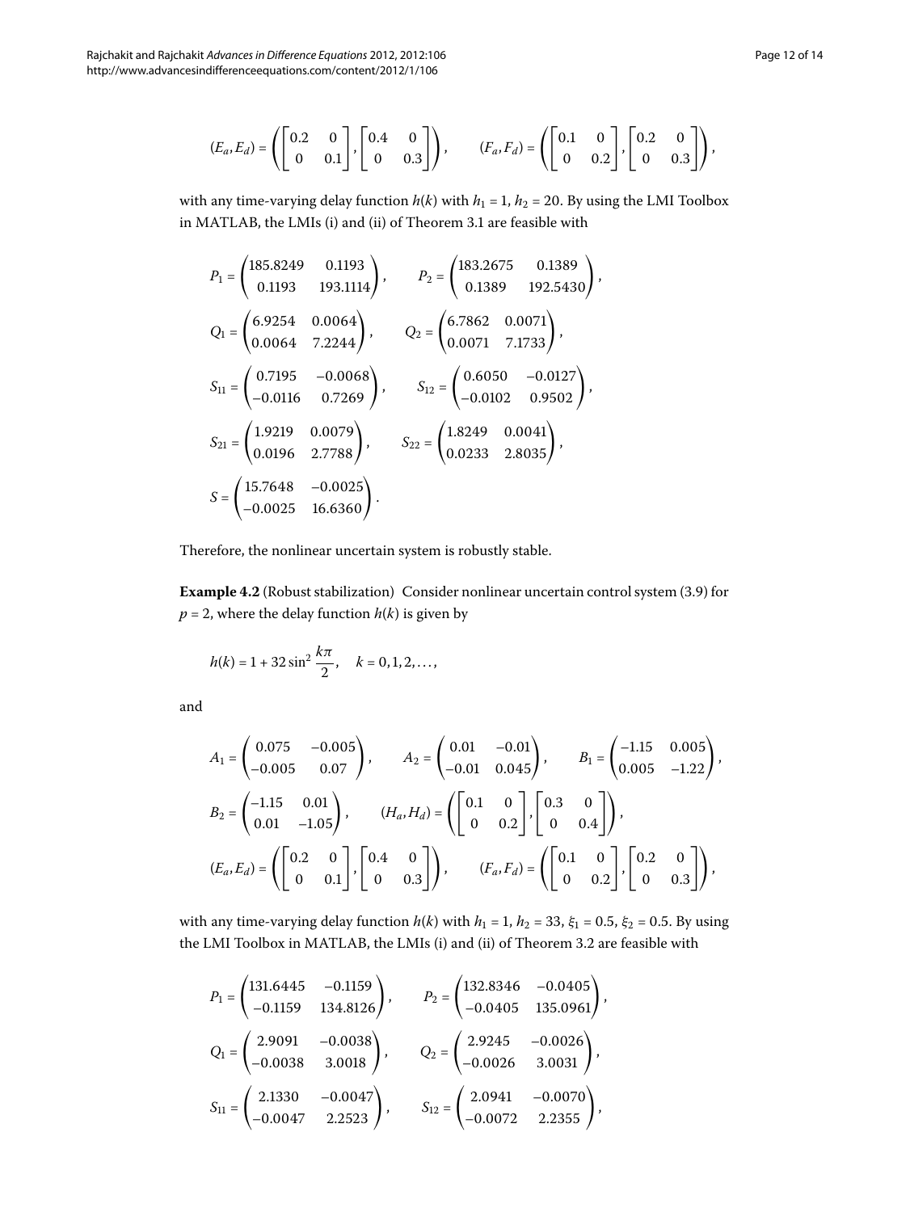$$(E_a, E_d) = \left( \begin{bmatrix} 0.2 & 0 \\ 0 & 0.1 \end{bmatrix}, \begin{bmatrix} 0.4 & 0 \\ 0 & 0.3 \end{bmatrix} \right), \qquad (F_a, F_d) = \left( \begin{bmatrix} 0.1 & 0 \\ 0 & 0.2 \end{bmatrix}, \begin{bmatrix} 0.2 & 0 \\ 0 & 0.3 \end{bmatrix} \right),$$

with any time-varying delay function $h(k)$ with $h_1 = 1$, $h_2 = 20$. By using the LMI Toolbox in MATLAB, the LMIs (i) and (ii) of Theorem 3.1 are feasible with

$$P_1 = \begin{pmatrix} 185.8249 & 0.1193 \\ 0.1193 & 193.1114 \end{pmatrix}, \qquad P_2 = \begin{pmatrix} 183.2675 & 0.1389 \\ 0.1389 & 192.5430 \end{pmatrix},$$

$$Q_1 = \begin{pmatrix} 6.9254 & 0.0064 \\ 0.0064 & 7.2244 \end{pmatrix}, \qquad Q_2 = \begin{pmatrix} 6.7862 & 0.0071 \\ 0.0071 & 7.1733 \end{pmatrix},$$

$$S_{11} = \begin{pmatrix} 0.7195 & -0.0068 \\ -0.0116 & 0.7269 \end{pmatrix}, \qquad S_{12} = \begin{pmatrix} 0.6050 & -0.0127 \\ -0.0102 & 0.9502 \end{pmatrix},$$

$$S_{21} = \begin{pmatrix} 1.9219 & 0.0079 \\ 0.0196 & 2.7788 \end{pmatrix}, \qquad S_{22} = \begin{pmatrix} 1.8249 & 0.0041 \\ 0.0233 & 2.8035 \end{pmatrix},$$

$$S = \begin{pmatrix} 15.7648 & -0.0025 \\ -0.0025 & 16.6360 \end{pmatrix}.$$

Therefore, the nonlinear uncertain system is robustly stable.

**Example 4.2** (Robust stabilization) Consider nonlinear uncertain control system (3.9) for $p = 2$, where the delay function $h(k)$ is given by

$$h(k) = 1 + 32\sin^2 \frac{k\pi}{2}, \quad k = 0, 1, 2, \ldots,$$

and

$$A_1 = \begin{pmatrix} 0.075 & -0.005 \\ -0.005 & 0.07 \end{pmatrix}, \qquad A_2 = \begin{pmatrix} 0.01 & -0.01 \\ -0.01 & 0.045 \end{pmatrix}, \qquad B_1 = \begin{pmatrix} -1.15 & 0.005 \\ 0.005 & -1.22 \end{pmatrix},$$

$$B_2 = \begin{pmatrix} -1.15 & 0.01 \\ 0.01 & -1.05 \end{pmatrix}, \qquad (H_a, H_d) = \left( \begin{bmatrix} 0.1 & 0 \\ 0 & 0.2 \end{bmatrix}, \begin{bmatrix} 0.3 & 0 \\ 0 & 0.4 \end{bmatrix} \right),$$

$$(E_a, E_d) = \left( \begin{bmatrix} 0.2 & 0 \\ 0 & 0.1 \end{bmatrix}, \begin{bmatrix} 0.4 & 0 \\ 0 & 0.3 \end{bmatrix} \right), \qquad (F_a, F_d) = \left( \begin{bmatrix} 0.1 & 0 \\ 0 & 0.2 \end{bmatrix}, \begin{bmatrix} 0.2 & 0 \\ 0 & 0.3 \end{bmatrix} \right),$$

with any time-varying delay function $h(k)$ with $h_1 = 1$, $h_2 = 33$, $\xi_1 = 0.5$, $\xi_2 = 0.5$. By using the LMI Toolbox in MATLAB, the LMIs (i) and (ii) of Theorem 3.2 are feasible with

$$P_1 = \begin{pmatrix} 131.6445 & -0.1159 \\ -0.1159 & 134.8126 \end{pmatrix}, \qquad P_2 = \begin{pmatrix} 132.8346 & -0.0405 \\ -0.0405 & 135.0961 \end{pmatrix},$$

$$Q_1 = \begin{pmatrix} 2.9091 & -0.0038 \\ -0.0038 & 3.0018 \end{pmatrix}, \qquad Q_2 = \begin{pmatrix} 2.9245 & -0.0026 \\ -0.0026 & 3.0031 \end{pmatrix},$$

$$S_{11} = \begin{pmatrix} 2.1330 & -0.0047 \\ -0.0047 & 2.2523 \end{pmatrix}, \qquad S_{12} = \begin{pmatrix} 2.0941 & -0.0070 \\ -0.0072 & 2.2355 \end{pmatrix},$$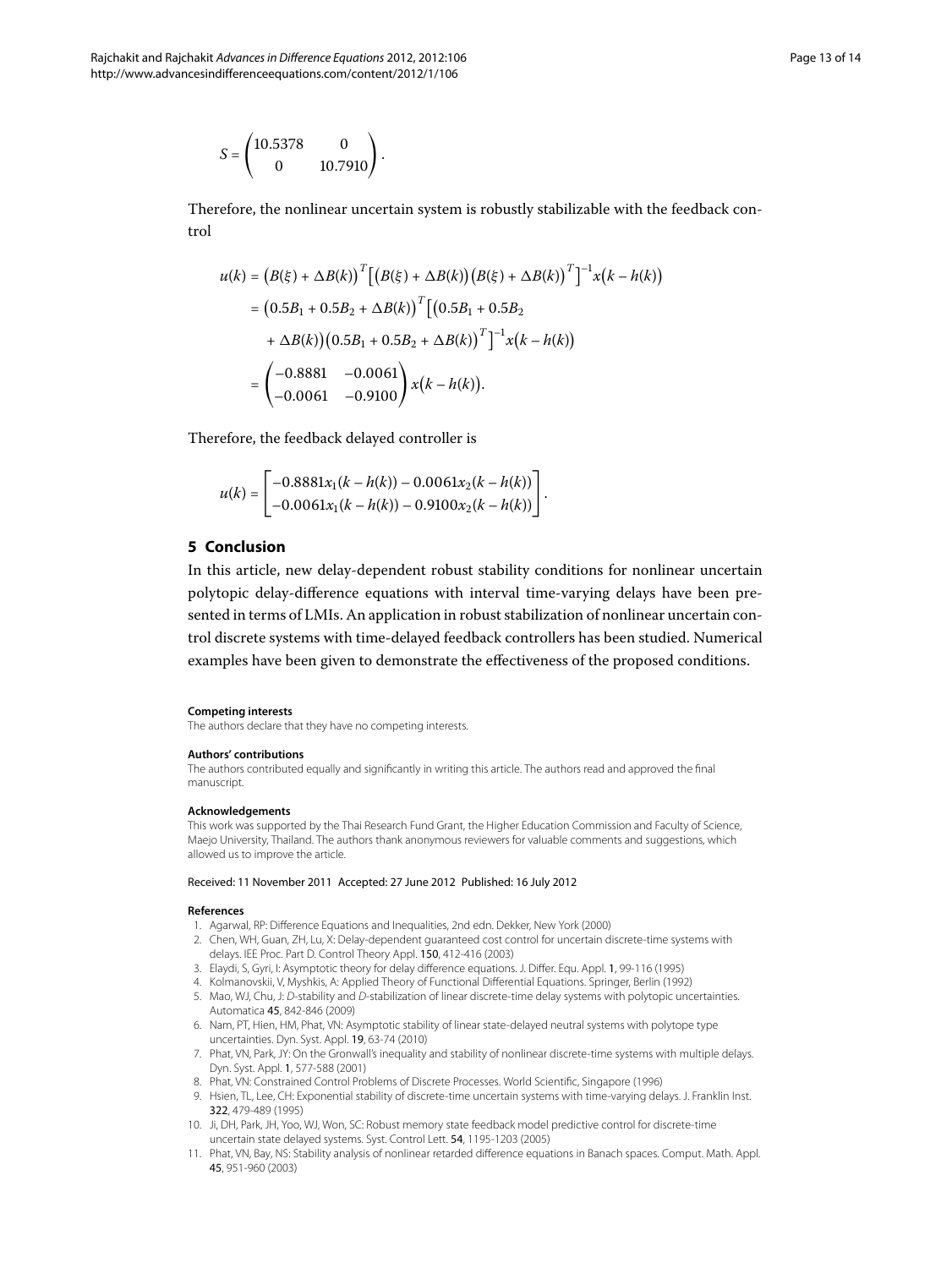$$S = \begin{pmatrix} 10.5378 & 0 \\ 0 & 10.7910 \end{pmatrix}.$$

Therefore, the nonlinear uncertain system is robustly stabilizable with the feedback control

$$\begin{aligned}
u(k) &= \big(B(\xi) + \Delta B(k)\big)^T \big[\big(B(\xi) + \Delta B(k)\big)\big(B(\xi) + \Delta B(k)\big)^T\big]^{-1} x\big(k - h(k)\big) \\
&= \big(0.5B_1 + 0.5B_2 + \Delta B(k)\big)^T \big[\big(0.5B_1 + 0.5B_2 \\
&\quad + \Delta B(k)\big)\big(0.5B_1 + 0.5B_2 + \Delta B(k)\big)^T\big]^{-1} x\big(k - h(k)\big) \\
&= \begin{pmatrix} -0.8881 & -0.0061 \\ -0.0061 & -0.9100 \end{pmatrix} x\big(k - h(k)\big).
\end{aligned}$$

Therefore, the feedback delayed controller is

$$u(k) = \begin{bmatrix} -0.8881x_1(k - h(k)) - 0.0061x_2(k - h(k)) \\ -0.0061x_1(k - h(k)) - 0.9100x_2(k - h(k)) \end{bmatrix}.$$

## 5 Conclusion

In this article, new delay-dependent robust stability conditions for nonlinear uncertain polytopic delay-difference equations with interval time-varying delays have been presented in terms of LMIs. An application in robust stabilization of nonlinear uncertain control discrete systems with time-delayed feedback controllers has been studied. Numerical examples have been given to demonstrate the effectiveness of the proposed conditions.

#### Competing interests

The authors declare that they have no competing interests.

#### Authors' contributions

The authors contributed equally and significantly in writing this article. The authors read and approved the final manuscript.

#### Acknowledgements

This work was supported by the Thai Research Fund Grant, the Higher Education Commission and Faculty of Science, Maejo University, Thailand. The authors thank anonymous reviewers for valuable comments and suggestions, which allowed us to improve the article.

Received: 11 November 2011 Accepted: 27 June 2012 Published: 16 July 2012

#### References

1. Agarwal, RP: Difference Equations and Inequalities, 2nd edn. Dekker, New York (2000)
2. Chen, WH, Guan, ZH, Lu, X: Delay-dependent guaranteed cost control for uncertain discrete-time systems with delays. IEE Proc. Part D. Control Theory Appl. **150**, 412-416 (2003)
3. Elaydi, S, Gyri, I: Asymptotic theory for delay difference equations. J. Differ. Equ. Appl. **1**, 99-116 (1995)
4. Kolmanovskii, V, Myshkis, A: Applied Theory of Functional Differential Equations. Springer, Berlin (1992)
5. Mao, WJ, Chu, J: *D*-stability and *D*-stabilization of linear discrete-time delay systems with polytopic uncertainties. Automatica **45**, 842-846 (2009)
6. Nam, PT, Hien, HM, Phat, VN: Asymptotic stability of linear state-delayed neutral systems with polytope type uncertainties. Dyn. Syst. Appl. **19**, 63-74 (2010)
7. Phat, VN, Park, JY: On the Gronwall's inequality and stability of nonlinear discrete-time systems with multiple delays. Dyn. Syst. Appl. **1**, 577-588 (2001)
8. Phat, VN: Constrained Control Problems of Discrete Processes. World Scientific, Singapore (1996)
9. Hsien, TL, Lee, CH: Exponential stability of discrete-time uncertain systems with time-varying delays. J. Franklin Inst. **322**, 479-489 (1995)
10. Ji, DH, Park, JH, Yoo, WJ, Won, SC: Robust memory state feedback model predictive control for discrete-time uncertain state delayed systems. Syst. Control Lett. **54**, 1195-1203 (2005)
11. Phat, VN, Bay, NS: Stability analysis of nonlinear retarded difference equations in Banach spaces. Comput. Math. Appl. **45**, 951-960 (2003)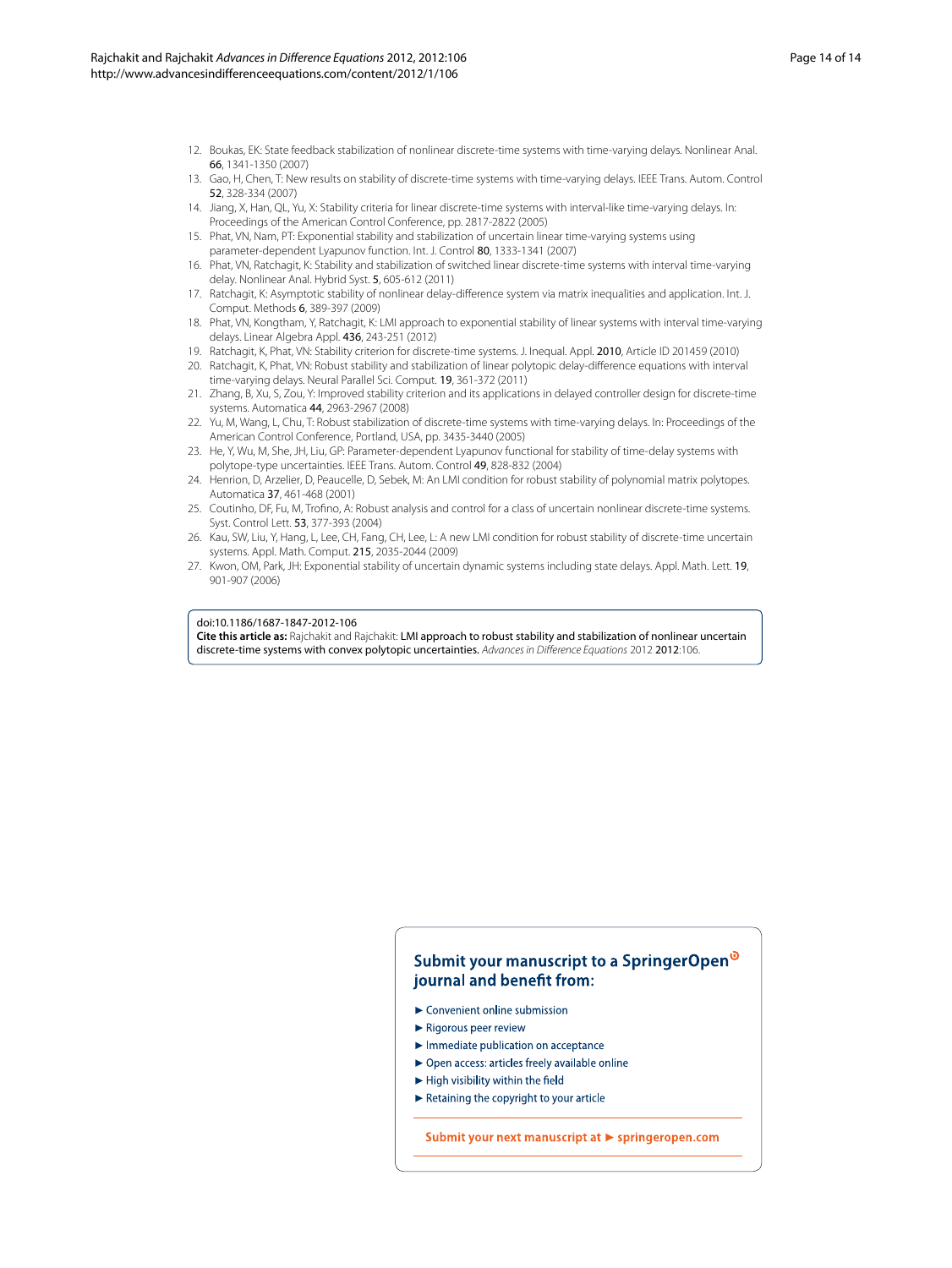12. Boukas, EK: State feedback stabilization of nonlinear discrete-time systems with time-varying delays. Nonlinear Anal. **66**, 1341-1350 (2007)
13. Gao, H, Chen, T: New results on stability of discrete-time systems with time-varying delays. IEEE Trans. Autom. Control **52**, 328-334 (2007)
14. Jiang, X, Han, QL, Yu, X: Stability criteria for linear discrete-time systems with interval-like time-varying delays. In: Proceedings of the American Control Conference, pp. 2817-2822 (2005)
15. Phat, VN, Nam, PT: Exponential stability and stabilization of uncertain linear time-varying systems using parameter-dependent Lyapunov function. Int. J. Control **80**, 1333-1341 (2007)
16. Phat, VN, Ratchagit, K: Stability and stabilization of switched linear discrete-time systems with interval time-varying delay. Nonlinear Anal. Hybrid Syst. **5**, 605-612 (2011)
17. Ratchagit, K: Asymptotic stability of nonlinear delay-difference system via matrix inequalities and application. Int. J. Comput. Methods **6**, 389-397 (2009)
18. Phat, VN, Kongtham, Y, Ratchagit, K: LMI approach to exponential stability of linear systems with interval time-varying delays. Linear Algebra Appl. **436**, 243-251 (2012)
19. Ratchagit, K, Phat, VN: Stability criterion for discrete-time systems. J. Inequal. Appl. **2010**, Article ID 201459 (2010)
20. Ratchagit, K, Phat, VN: Robust stability and stabilization of linear polytopic delay-difference equations with interval time-varying delays. Neural Parallel Sci. Comput. **19**, 361-372 (2011)
21. Zhang, B, Xu, S, Zou, Y: Improved stability criterion and its applications in delayed controller design for discrete-time systems. Automatica **44**, 2963-2967 (2008)
22. Yu, M, Wang, L, Chu, T: Robust stabilization of discrete-time systems with time-varying delays. In: Proceedings of the American Control Conference, Portland, USA, pp. 3435-3440 (2005)
23. He, Y, Wu, M, She, JH, Liu, GP: Parameter-dependent Lyapunov functional for stability of time-delay systems with polytope-type uncertainties. IEEE Trans. Autom. Control **49**, 828-832 (2004)
24. Henrion, D, Arzelier, D, Peaucelle, D, Sebek, M: An LMI condition for robust stability of polynomial matrix polytopes. Automatica **37**, 461-468 (2001)
25. Coutinho, DF, Fu, M, Trofino, A: Robust analysis and control for a class of uncertain nonlinear discrete-time systems. Syst. Control Lett. **53**, 377-393 (2004)
26. Kau, SW, Liu, Y, Hang, L, Lee, CH, Fang, CH, Lee, L: A new LMI condition for robust stability of discrete-time uncertain systems. Appl. Math. Comput. **215**, 2035-2044 (2009)
27. Kwon, OM, Park, JH: Exponential stability of uncertain dynamic systems including state delays. Appl. Math. Lett. **19**, 901-907 (2006)

doi:10.1186/1687-1847-2012-106
**Cite this article as:** Rajchakit and Rajchakit: LMI approach to robust stability and stabilization of nonlinear uncertain discrete-time systems with convex polytopic uncertainties. *Advances in Difference Equations* 2012 **2012**:106.

**Submit your manuscript to a SpringerOpen journal and benefit from:**

- ► Convenient online submission
- ► Rigorous peer review
- ► Immediate publication on acceptance
- ► Open access: articles freely available online
- ► High visibility within the field
- ► Retaining the copyright to your article

**Submit your next manuscript at ► springeropen.com**